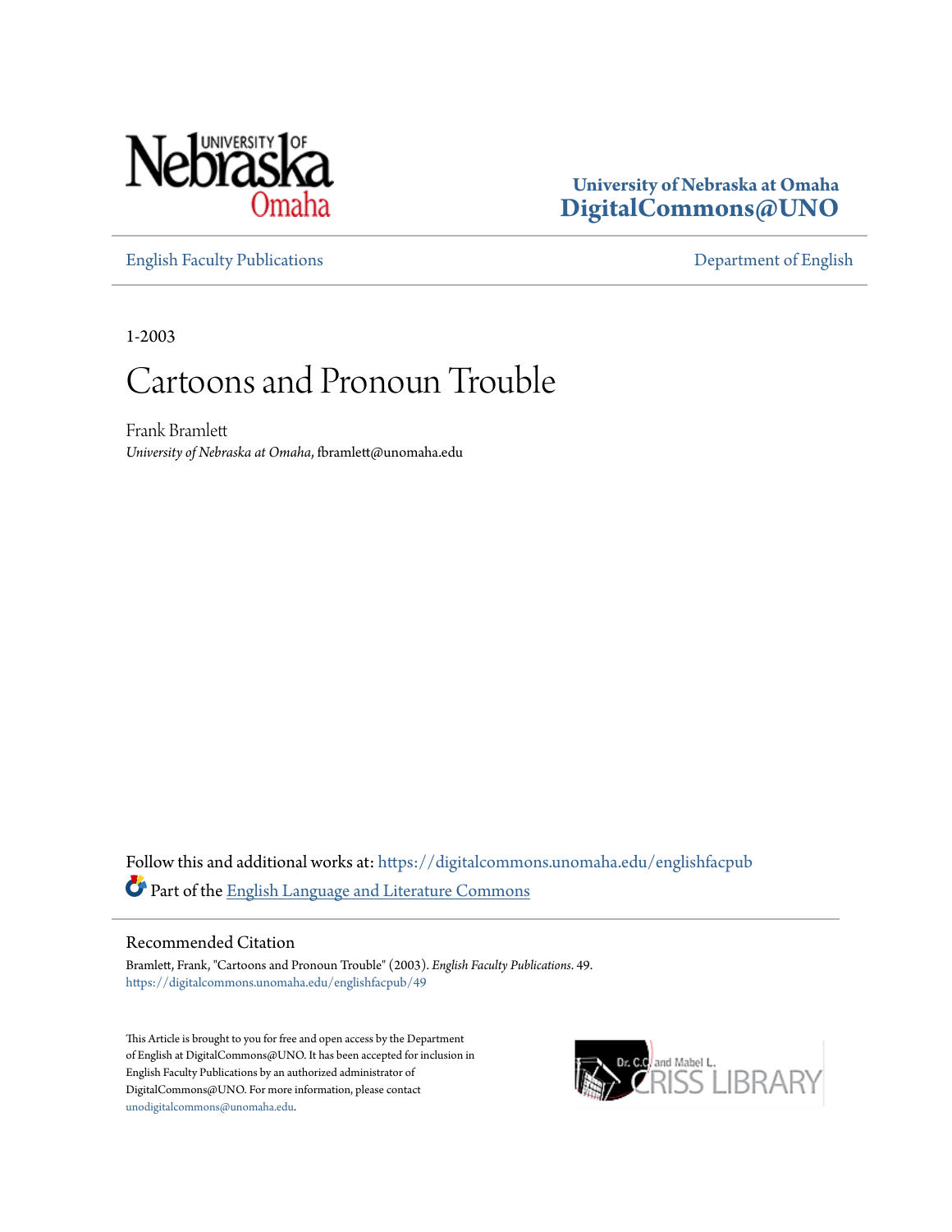University of Nebraska at Omaha
DigitalCommons@UNO

English Faculty Publications | Department of English

1-2003

# Cartoons and Pronoun Trouble

Frank Bramlett
*University of Nebraska at Omaha*, fbramlett@unomaha.edu

Follow this and additional works at: https://digitalcommons.unomaha.edu/englishfacpub

Part of the English Language and Literature Commons

## Recommended Citation

Bramlett, Frank, "Cartoons and Pronoun Trouble" (2003). *English Faculty Publications*. 49.
https://digitalcommons.unomaha.edu/englishfacpub/49

This Article is brought to you for free and open access by the Department of English at DigitalCommons@UNO. It has been accepted for inclusion in English Faculty Publications by an authorized administrator of DigitalCommons@UNO. For more information, please contact unodigitalcommons@unomaha.edu.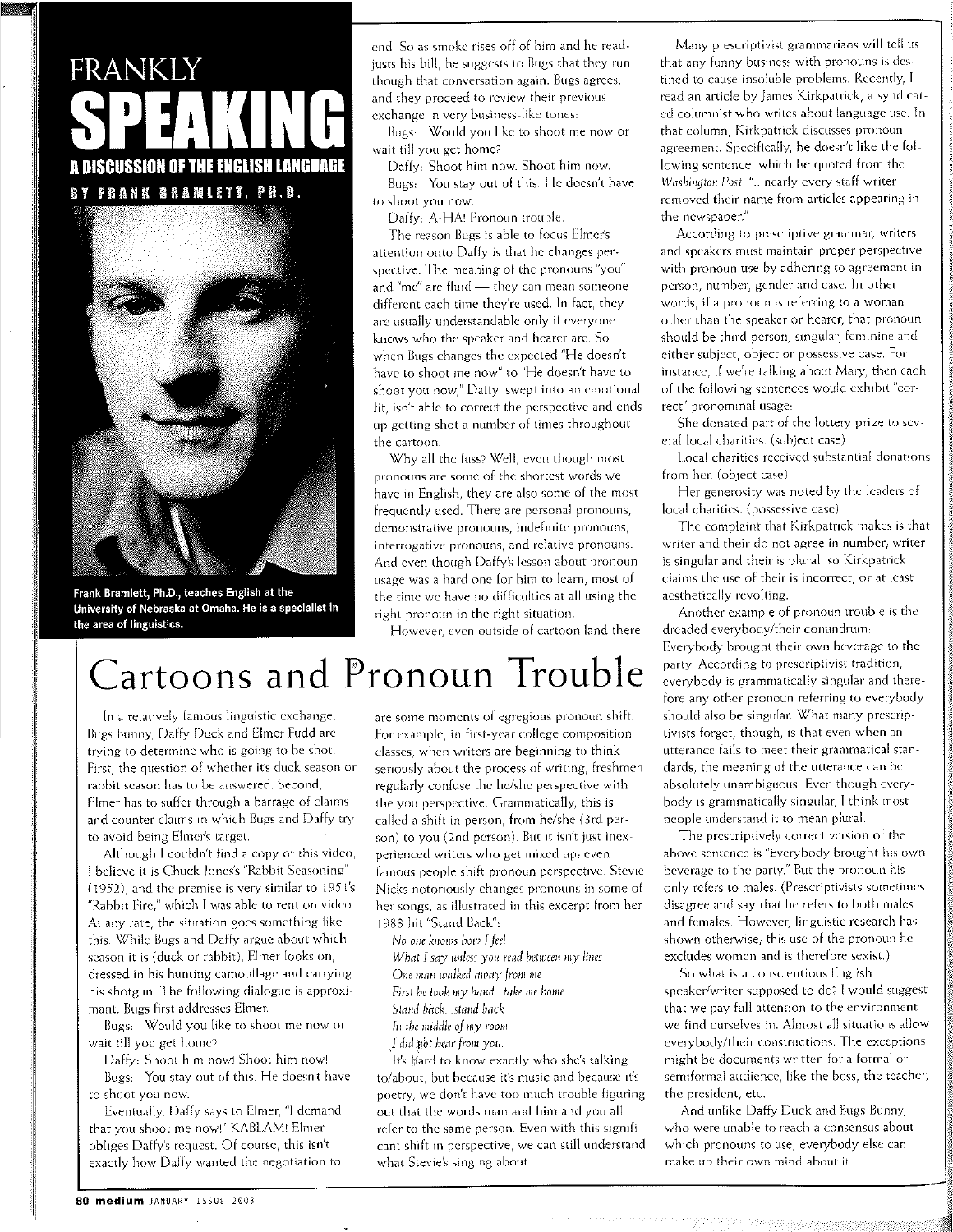# FRANKLY SPEAKING

## A DISCUSSION OF THE ENGLISH LANGUAGE

BY FRANK BRAMLETT, PH.D.

**Frank Bramlett, Ph.D., teaches English at the University of Nebraska at Omaha. He is a specialist in the area of linguistics.**

# Cartoons and Pronoun Trouble

In a relatively famous linguistic exchange, Bugs Bunny, Daffy Duck and Elmer Fudd are trying to determine who is going to be shot. First, the question of whether it's duck season or rabbit season has to be answered. Second, Elmer has to suffer through a barrage of claims and counter-claims in which Bugs and Daffy try to avoid being Elmer's target.

Although I couldn't find a copy of this video, I believe it is Chuck Jones's "Rabbit Seasoning" (1952), and the premise is very similar to 1951's "Rabbit Fire," which I was able to rent on video. At any rate, the situation goes something like this. While Bugs and Daffy argue about which season it is (duck or rabbit), Elmer looks on, dressed in his hunting camouflage and carrying his shotgun. The following dialogue is approximant. Bugs first addresses Elmer.

Bugs: Would you like to shoot me now or wait till you get home?

Daffy: Shoot him now! Shoot him now!

Bugs: You stay out of this. He doesn't have to shoot you now.

Eventually, Daffy says to Elmer, "I demand that you shoot me now!" KABLAM! Elmer obliges Daffy's request. Of course, this isn't exactly how Daffy wanted the negotiation to end. So as smoke rises off of him and he readjusts his bill, he suggests to Bugs that they run though that conversation again. Bugs agrees, and they proceed to review their previous exchange in very business-like tones:

Bugs: Would you like to shoot me now or wait till you get home?

Daffy: Shoot him now. Shoot him now.

Bugs: You stay out of this. He doesn't have to shoot you now.

Daffy: A-HA! Pronoun trouble.

The reason Bugs is able to focus Elmer's attention onto Daffy is that he changes perspective. The meaning of the pronouns "you" and "me" are fluid — they can mean someone different each time they're used. In fact, they are usually understandable only if everyone knows who the speaker and hearer are. So when Bugs changes the expected "He doesn't have to shoot me now" to "He doesn't have to shoot you now," Daffy, swept into an emotional fit, isn't able to correct the perspective and ends up getting shot a number of times throughout the cartoon.

Why all the fuss? Well, even though most pronouns are some of the shortest words we have in English, they are also some of the most frequently used. There are personal pronouns, demonstrative pronouns, indefinite pronouns, interrogative pronouns, and relative pronouns. And even though Daffy's lesson about pronoun usage was a hard one for him to learn, most of the time we have no difficulties at all using the right pronoun in the right situation.

However, even outside of cartoon land there are some moments of egregious pronoun shift. For example, in first-year college composition classes, when writers are beginning to think seriously about the process of writing, freshmen regularly confuse the he/she perspective with the you perspective. Grammatically, this is called a shift in person, from he/she (3rd person) to you (2nd person). But it isn't just inexperienced writers who get mixed up; even famous people shift pronoun perspective. Stevie Nicks notoriously changes pronouns in some of her songs, as illustrated in this excerpt from her 1983 hit "Stand Back":

*No one knows how I feel*
*What I say unless you read between my lines*
*One man walked away from me*
*First he took my hand...take me home*
*Stand back...stand back*
*In the middle of my room*
*I did not hear from you.*

It's hard to know exactly who she's talking to/about, but because it's music and because it's poetry, we don't have too much trouble figuring out that the words man and him and you all refer to the same person. Even with this significant shift in perspective, we can still understand what Stevie's singing about.

Many prescriptivist grammarians will tell us that any funny business with pronouns is destined to cause insoluble problems. Recently, I read an article by James Kirkpatrick, a syndicated columnist who writes about language use. In that column, Kirkpatrick discusses pronoun agreement. Specifically, he doesn't like the following sentence, which he quoted from the *Washington Post*: "...nearly every staff writer removed their name from articles appearing in the newspaper."

According to prescriptive grammar, writers and speakers must maintain proper perspective with pronoun use by adhering to agreement in person, number, gender and case. In other words, if a pronoun is referring to a woman other than the speaker or hearer, that pronoun should be third person, singular, feminine and either subject, object or possessive case. For instance, if we're talking about Mary, then each of the following sentences would exhibit "correct" pronominal usage:

She donated part of the lottery prize to several local charities. (subject case)

Local charities received substantial donations from her. (object case)

Her generosity was noted by the leaders of local charities. (possessive case)

The complaint that Kirkpatrick makes is that writer and their do not agree in number; writer is singular and their is plural, so Kirkpatrick claims the use of their is incorrect, or at least aesthetically revolting.

Another example of pronoun trouble is the dreaded everybody/their conundrum: Everybody brought their own beverage to the party. According to prescriptivist tradition, everybody is grammatically singular and therefore any other pronoun referring to everybody should also be singular. What many prescriptivists forget, though, is that even when an utterance fails to meet their grammatical standards, the meaning of the utterance can be absolutely unambiguous. Even though everybody is grammatically singular, I think most people understand it to mean plural.

The prescriptively correct version of the above sentence is "Everybody brought his own beverage to the party." But the pronoun his only refers to males. (Prescriptivists sometimes disagree and say that he refers to both males and females. However, linguistic research has shown otherwise; this use of the pronoun he excludes women and is therefore sexist.)

So what is a conscientious English speaker/writer supposed to do? I would suggest that we pay full attention to the environment we find ourselves in. Almost all situations allow everybody/their constructions. The exceptions might be documents written for a formal or semiformal audience, like the boss, the teacher, the president, etc.

And unlike Daffy Duck and Bugs Bunny, who were unable to reach a consensus about which pronouns to use, everybody else can make up their own mind about it.